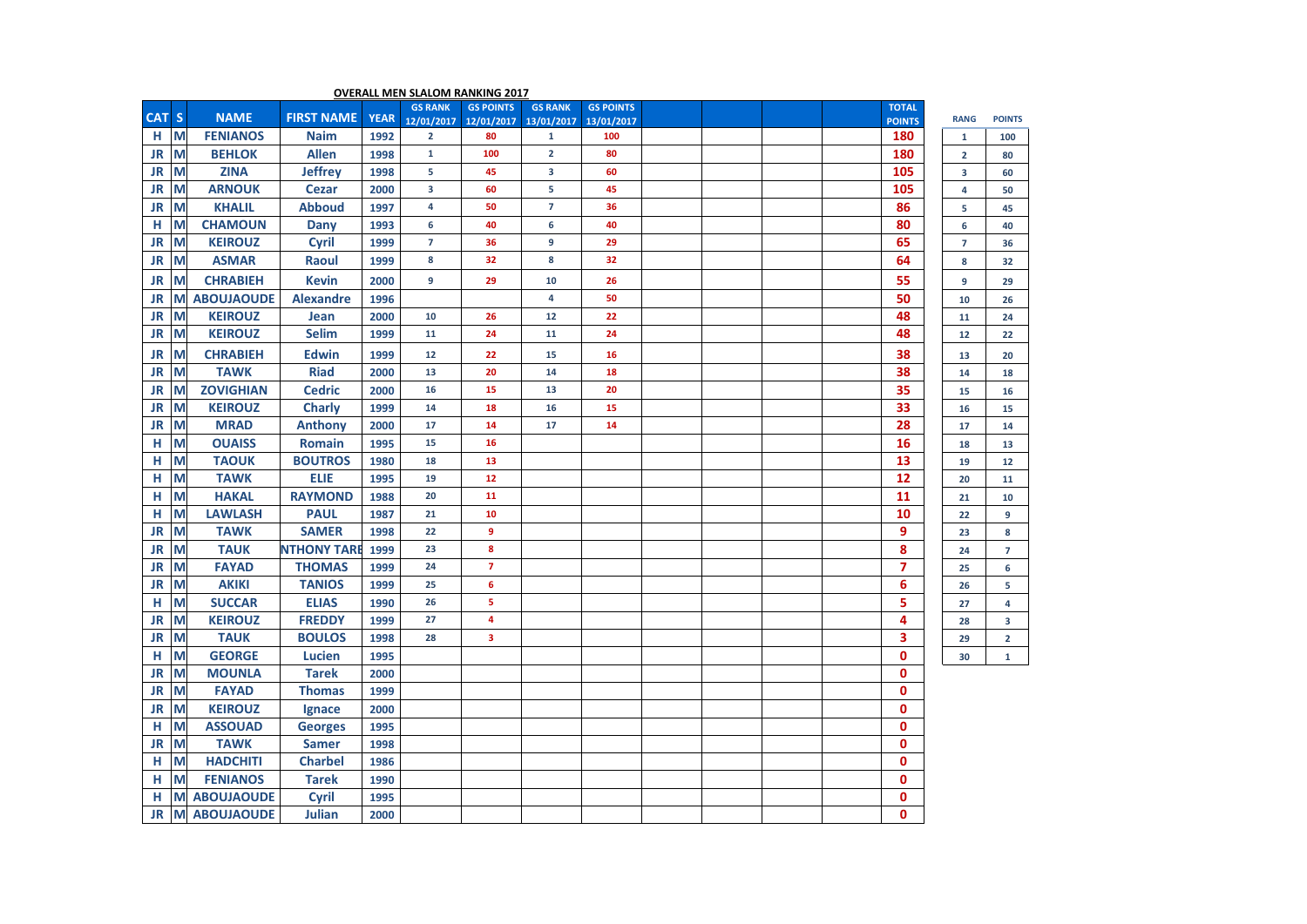## OVERALL MEN SLALOM RANKING 2017

| CAT | S | NAME | FIRST NAME | YEAR | GS RANK 12/01/2017 | GS POINTS 12/01/2017 | GS RANK 13/01/2017 | GS POINTS 13/01/2017 | | | | | TOTAL POINTS |
|---|---|---|---|---|---|---|---|---|---|---|---|---|---|
| H | M | FENIANOS | Naim | 1992 | 2 | 80 | 1 | 100 | | | | | 180 |
| JR | M | BEHLOK | Allen | 1998 | 1 | 100 | 2 | 80 | | | | | 180 |
| JR | M | ZINA | Jeffrey | 1998 | 5 | 45 | 3 | 60 | | | | | 105 |
| JR | M | ARNOUK | Cezar | 2000 | 3 | 60 | 5 | 45 | | | | | 105 |
| JR | M | KHALIL | Abboud | 1997 | 4 | 50 | 7 | 36 | | | | | 86 |
| H | M | CHAMOUN | Dany | 1993 | 6 | 40 | 6 | 40 | | | | | 80 |
| JR | M | KEIROUZ | Cyril | 1999 | 7 | 36 | 9 | 29 | | | | | 65 |
| JR | M | ASMAR | Raoul | 1999 | 8 | 32 | 8 | 32 | | | | | 64 |
| JR | M | CHRABIEH | Kevin | 2000 | 9 | 29 | 10 | 26 | | | | | 55 |
| JR | M | ABOUJAOUDE | Alexandre | 1996 | | | 4 | 50 | | | | | 50 |
| JR | M | KEIROUZ | Jean | 2000 | 10 | 26 | 12 | 22 | | | | | 48 |
| JR | M | KEIROUZ | Selim | 1999 | 11 | 24 | 11 | 24 | | | | | 48 |
| JR | M | CHRABIEH | Edwin | 1999 | 12 | 22 | 15 | 16 | | | | | 38 |
| JR | M | TAWK | Riad | 2000 | 13 | 20 | 14 | 18 | | | | | 38 |
| JR | M | ZOVIGHIAN | Cedric | 2000 | 16 | 15 | 13 | 20 | | | | | 35 |
| JR | M | KEIROUZ | Charly | 1999 | 14 | 18 | 16 | 15 | | | | | 33 |
| JR | M | MRAD | Anthony | 2000 | 17 | 14 | 17 | 14 | | | | | 28 |
| H | M | OUAISS | Romain | 1995 | 15 | 16 | | | | | | | 16 |
| H | M | TAOUK | BOUTROS | 1980 | 18 | 13 | | | | | | | 13 |
| H | M | TAWK | ELIE | 1995 | 19 | 12 | | | | | | | 12 |
| H | M | HAKAL | RAYMOND | 1988 | 20 | 11 | | | | | | | 11 |
| H | M | LAWLASH | PAUL | 1987 | 21 | 10 | | | | | | | 10 |
| JR | M | TAWK | SAMER | 1998 | 22 | 9 | | | | | | | 9 |
| JR | M | TAUK | NTHONY TARE | 1999 | 23 | 8 | | | | | | | 8 |
| JR | M | FAYAD | THOMAS | 1999 | 24 | 7 | | | | | | | 7 |
| JR | M | AKIKI | TANIOS | 1999 | 25 | 6 | | | | | | | 6 |
| H | M | SUCCAR | ELIAS | 1990 | 26 | 5 | | | | | | | 5 |
| JR | M | KEIROUZ | FREDDY | 1999 | 27 | 4 | | | | | | | 4 |
| JR | M | TAUK | BOULOS | 1998 | 28 | 3 | | | | | | | 3 |
| H | M | GEORGE | Lucien | 1995 | | | | | | | | | 0 |
| JR | M | MOUNLA | Tarek | 2000 | | | | | | | | | 0 |
| JR | M | FAYAD | Thomas | 1999 | | | | | | | | | 0 |
| JR | M | KEIROUZ | Ignace | 2000 | | | | | | | | | 0 |
| H | M | ASSOUAD | Georges | 1995 | | | | | | | | | 0 |
| JR | M | TAWK | Samer | 1998 | | | | | | | | | 0 |
| H | M | HADCHITI | Charbel | 1986 | | | | | | | | | 0 |
| H | M | FENIANOS | Tarek | 1990 | | | | | | | | | 0 |
| H | M | ABOUJAOUDE | Cyril | 1995 | | | | | | | | | 0 |
| JR | M | ABOUJAOUDE | Julian | 2000 | | | | | | | | | 0 |

| RANG | POINTS |
|---|---|
| 1 | 100 |
| 2 | 80 |
| 3 | 60 |
| 4 | 50 |
| 5 | 45 |
| 6 | 40 |
| 7 | 36 |
| 8 | 32 |
| 9 | 29 |
| 10 | 26 |
| 11 | 24 |
| 12 | 22 |
| 13 | 20 |
| 14 | 18 |
| 15 | 16 |
| 16 | 15 |
| 17 | 14 |
| 18 | 13 |
| 19 | 12 |
| 20 | 11 |
| 21 | 10 |
| 22 | 9 |
| 23 | 8 |
| 24 | 7 |
| 25 | 6 |
| 26 | 5 |
| 27 | 4 |
| 28 | 3 |
| 29 | 2 |
| 30 | 1 |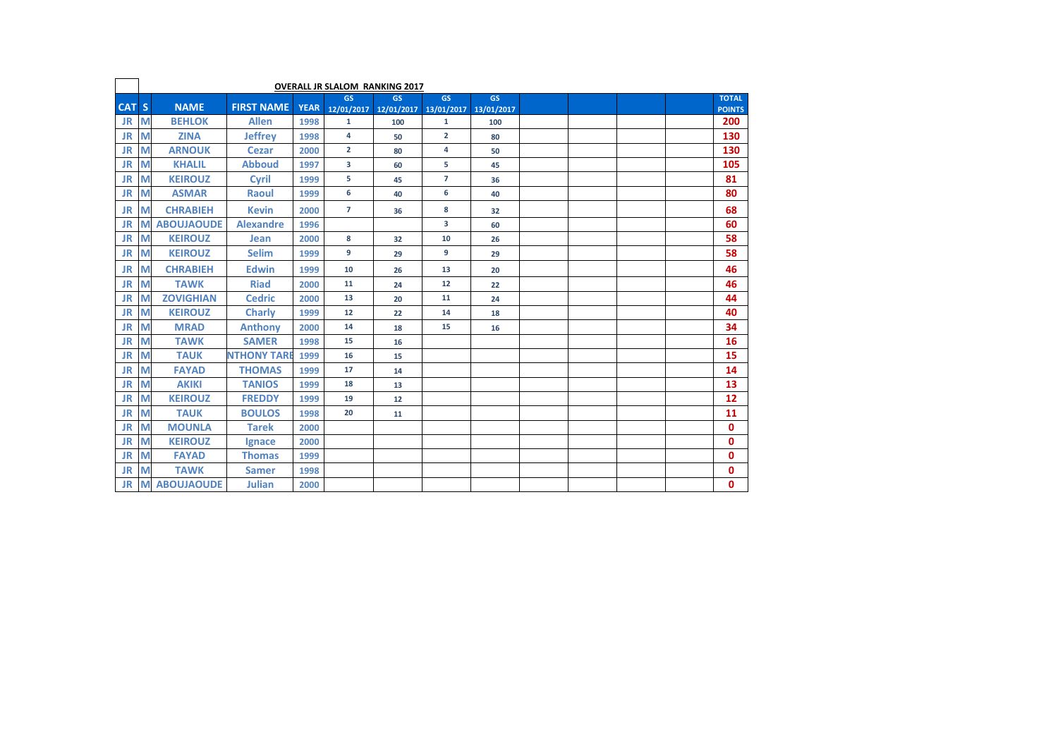**OVERALL JR SLALOM RANKING 2017**

| CAT | S | NAME | FIRST NAME | YEAR | GS 12/01/2017 | GS 12/01/2017 | GS 13/01/2017 | GS 13/01/2017 | | | | | TOTAL POINTS |
|---|---|---|---|---|---|---|---|---|---|---|---|---|---|
| JR | M | BEHLOK | Allen | 1998 | 1 | 100 | 1 | 100 | | | | | 200 |
| JR | M | ZINA | Jeffrey | 1998 | 4 | 50 | 2 | 80 | | | | | 130 |
| JR | M | ARNOUK | Cezar | 2000 | 2 | 80 | 4 | 50 | | | | | 130 |
| JR | M | KHALIL | Abboud | 1997 | 3 | 60 | 5 | 45 | | | | | 105 |
| JR | M | KEIROUZ | Cyril | 1999 | 5 | 45 | 7 | 36 | | | | | 81 |
| JR | M | ASMAR | Raoul | 1999 | 6 | 40 | 6 | 40 | | | | | 80 |
| JR | M | CHRABIEH | Kevin | 2000 | 7 | 36 | 8 | 32 | | | | | 68 |
| JR | M | ABOUJAOUDE | Alexandre | 1996 | | | 3 | 60 | | | | | 60 |
| JR | M | KEIROUZ | Jean | 2000 | 8 | 32 | 10 | 26 | | | | | 58 |
| JR | M | KEIROUZ | Selim | 1999 | 9 | 29 | 9 | 29 | | | | | 58 |
| JR | M | CHRABIEH | Edwin | 1999 | 10 | 26 | 13 | 20 | | | | | 46 |
| JR | M | TAWK | Riad | 2000 | 11 | 24 | 12 | 22 | | | | | 46 |
| JR | M | ZOVIGHIAN | Cedric | 2000 | 13 | 20 | 11 | 24 | | | | | 44 |
| JR | M | KEIROUZ | Charly | 1999 | 12 | 22 | 14 | 18 | | | | | 40 |
| JR | M | MRAD | Anthony | 2000 | 14 | 18 | 15 | 16 | | | | | 34 |
| JR | M | TAWK | SAMER | 1998 | 15 | 16 | | | | | | | 16 |
| JR | M | TAUK | NTHONY TARE | 1999 | 16 | 15 | | | | | | | 15 |
| JR | M | FAYAD | THOMAS | 1999 | 17 | 14 | | | | | | | 14 |
| JR | M | AKIKI | TANIOS | 1999 | 18 | 13 | | | | | | | 13 |
| JR | M | KEIROUZ | FREDDY | 1999 | 19 | 12 | | | | | | | 12 |
| JR | M | TAUK | BOULOS | 1998 | 20 | 11 | | | | | | | 11 |
| JR | M | MOUNLA | Tarek | 2000 | | | | | | | | | 0 |
| JR | M | KEIROUZ | Ignace | 2000 | | | | | | | | | 0 |
| JR | M | FAYAD | Thomas | 1999 | | | | | | | | | 0 |
| JR | M | TAWK | Samer | 1998 | | | | | | | | | 0 |
| JR | M | ABOUJAOUDE | Julian | 2000 | | | | | | | | | 0 |